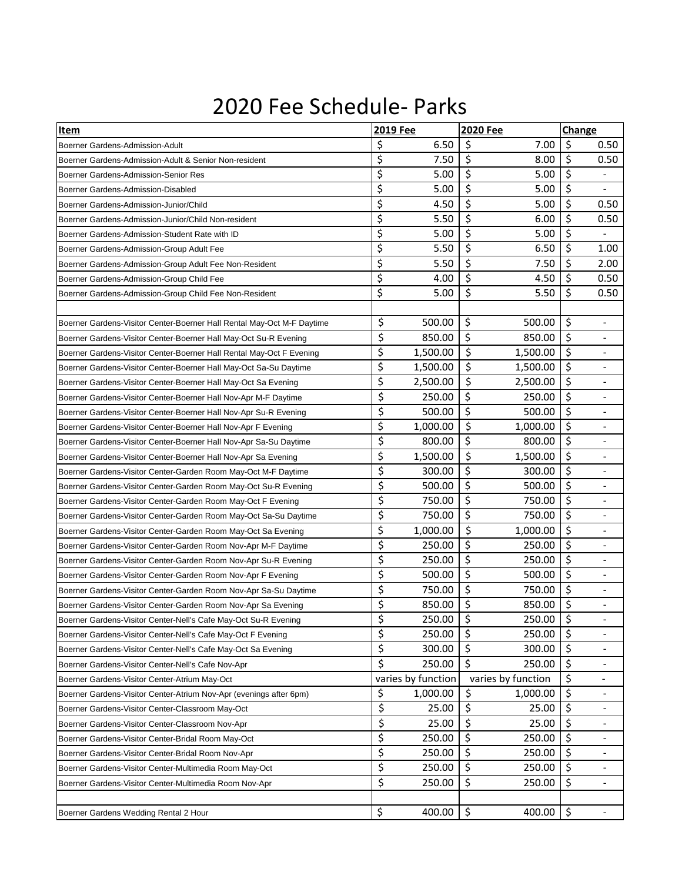# 2020 Fee Schedule- Parks

| Item | 2019 Fee | 2020 Fee | Change |
|---|---|---|---|
| Boerner Gardens-Admission-Adult | $ 6.50 | $ 7.00 | $ 0.50 |
| Boerner Gardens-Admission-Adult & Senior Non-resident | $ 7.50 | $ 8.00 | $ 0.50 |
| Boerner Gardens-Admission-Senior Res | $ 5.00 | $ 5.00 | $ - |
| Boerner Gardens-Admission-Disabled | $ 5.00 | $ 5.00 | $ - |
| Boerner Gardens-Admission-Junior/Child | $ 4.50 | $ 5.00 | $ 0.50 |
| Boerner Gardens-Admission-Junior/Child Non-resident | $ 5.50 | $ 6.00 | $ 0.50 |
| Boerner Gardens-Admission-Student Rate with ID | $ 5.00 | $ 5.00 | $ - |
| Boerner Gardens-Admission-Group Adult Fee | $ 5.50 | $ 6.50 | $ 1.00 |
| Boerner Gardens-Admission-Group Adult Fee Non-Resident | $ 5.50 | $ 7.50 | $ 2.00 |
| Boerner Gardens-Admission-Group Child Fee | $ 4.00 | $ 4.50 | $ 0.50 |
| Boerner Gardens-Admission-Group Child Fee Non-Resident | $ 5.00 | $ 5.50 | $ 0.50 |
| | | | |
| Boerner Gardens-Visitor Center-Boerner Hall Rental May-Oct M-F Daytime | $ 500.00 | $ 500.00 | $ - |
| Boerner Gardens-Visitor Center-Boerner Hall May-Oct Su-R Evening | $ 850.00 | $ 850.00 | $ - |
| Boerner Gardens-Visitor Center-Boerner Hall Rental May-Oct F Evening | $ 1,500.00 | $ 1,500.00 | $ - |
| Boerner Gardens-Visitor Center-Boerner Hall May-Oct Sa-Su Daytime | $ 1,500.00 | $ 1,500.00 | $ - |
| Boerner Gardens-Visitor Center-Boerner Hall May-Oct Sa Evening | $ 2,500.00 | $ 2,500.00 | $ - |
| Boerner Gardens-Visitor Center-Boerner Hall Nov-Apr M-F Daytime | $ 250.00 | $ 250.00 | $ - |
| Boerner Gardens-Visitor Center-Boerner Hall Nov-Apr Su-R Evening | $ 500.00 | $ 500.00 | $ - |
| Boerner Gardens-Visitor Center-Boerner Hall Nov-Apr F Evening | $ 1,000.00 | $ 1,000.00 | $ - |
| Boerner Gardens-Visitor Center-Boerner Hall Nov-Apr Sa-Su Daytime | $ 800.00 | $ 800.00 | $ - |
| Boerner Gardens-Visitor Center-Boerner Hall Nov-Apr Sa Evening | $ 1,500.00 | $ 1,500.00 | $ - |
| Boerner Gardens-Visitor Center-Garden Room May-Oct M-F Daytime | $ 300.00 | $ 300.00 | $ - |
| Boerner Gardens-Visitor Center-Garden Room May-Oct Su-R Evening | $ 500.00 | $ 500.00 | $ - |
| Boerner Gardens-Visitor Center-Garden Room May-Oct F Evening | $ 750.00 | $ 750.00 | $ - |
| Boerner Gardens-Visitor Center-Garden Room May-Oct Sa-Su Daytime | $ 750.00 | $ 750.00 | $ - |
| Boerner Gardens-Visitor Center-Garden Room May-Oct Sa Evening | $ 1,000.00 | $ 1,000.00 | $ - |
| Boerner Gardens-Visitor Center-Garden Room Nov-Apr M-F Daytime | $ 250.00 | $ 250.00 | $ - |
| Boerner Gardens-Visitor Center-Garden Room Nov-Apr Su-R Evening | $ 250.00 | $ 250.00 | $ - |
| Boerner Gardens-Visitor Center-Garden Room Nov-Apr F Evening | $ 500.00 | $ 500.00 | $ - |
| Boerner Gardens-Visitor Center-Garden Room Nov-Apr Sa-Su Daytime | $ 750.00 | $ 750.00 | $ - |
| Boerner Gardens-Visitor Center-Garden Room Nov-Apr Sa Evening | $ 850.00 | $ 850.00 | $ - |
| Boerner Gardens-Visitor Center-Nell's Cafe May-Oct Su-R Evening | $ 250.00 | $ 250.00 | $ - |
| Boerner Gardens-Visitor Center-Nell's Cafe May-Oct F Evening | $ 250.00 | $ 250.00 | $ - |
| Boerner Gardens-Visitor Center-Nell's Cafe May-Oct Sa Evening | $ 300.00 | $ 300.00 | $ - |
| Boerner Gardens-Visitor Center-Nell's Cafe Nov-Apr | $ 250.00 | $ 250.00 | $ - |
| Boerner Gardens-Visitor Center-Atrium May-Oct | varies by function | varies by function | $ - |
| Boerner Gardens-Visitor Center-Atrium Nov-Apr (evenings after 6pm) | $ 1,000.00 | $ 1,000.00 | $ - |
| Boerner Gardens-Visitor Center-Classroom May-Oct | $ 25.00 | $ 25.00 | $ - |
| Boerner Gardens-Visitor Center-Classroom Nov-Apr | $ 25.00 | $ 25.00 | $ - |
| Boerner Gardens-Visitor Center-Bridal Room May-Oct | $ 250.00 | $ 250.00 | $ - |
| Boerner Gardens-Visitor Center-Bridal Room Nov-Apr | $ 250.00 | $ 250.00 | $ - |
| Boerner Gardens-Visitor Center-Multimedia Room May-Oct | $ 250.00 | $ 250.00 | $ - |
| Boerner Gardens-Visitor Center-Multimedia Room Nov-Apr | $ 250.00 | $ 250.00 | $ - |
| | | | |
| Boerner Gardens Wedding Rental 2 Hour | $ 400.00 | $ 400.00 | $ - |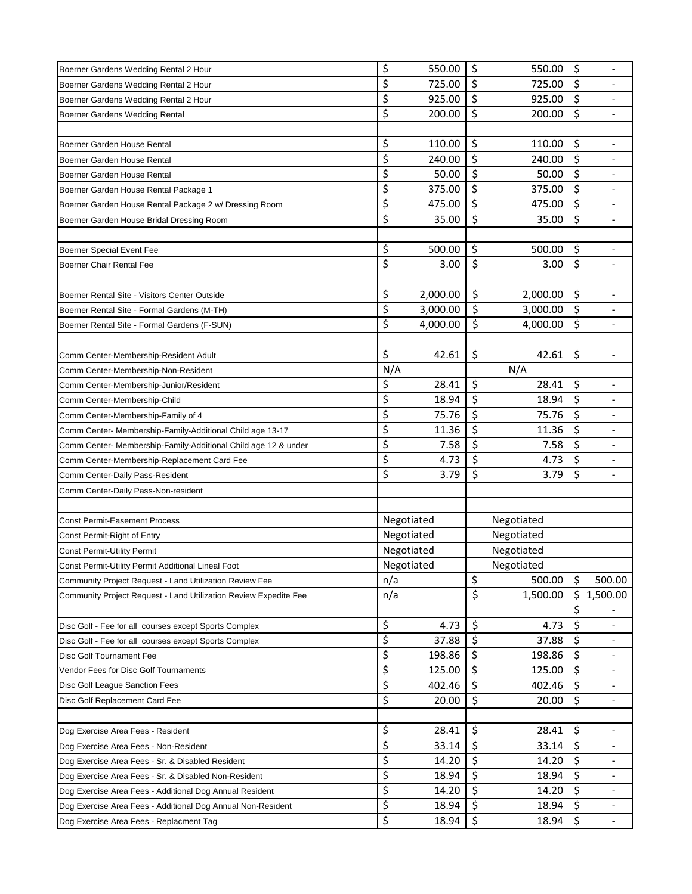| | | | |
|---|---|---|---|
| Boerner Gardens Wedding Rental 2 Hour | $ 550.00 | $ 550.00 | $ - |
| Boerner Gardens Wedding Rental 2 Hour | $ 725.00 | $ 725.00 | $ - |
| Boerner Gardens Wedding Rental 2 Hour | $ 925.00 | $ 925.00 | $ - |
| Boerner Gardens Wedding Rental | $ 200.00 | $ 200.00 | $ - |
| | | | |
| Boerner Garden House Rental | $ 110.00 | $ 110.00 | $ - |
| Boerner Garden House Rental | $ 240.00 | $ 240.00 | $ - |
| Boerner Garden House Rental | $ 50.00 | $ 50.00 | $ - |
| Boerner Garden House Rental Package 1 | $ 375.00 | $ 375.00 | $ - |
| Boerner Garden House Rental Package 2 w/ Dressing Room | $ 475.00 | $ 475.00 | $ - |
| Boerner Garden House Bridal Dressing Room | $ 35.00 | $ 35.00 | $ - |
| | | | |
| Boerner Special Event Fee | $ 500.00 | $ 500.00 | $ - |
| Boerner Chair Rental Fee | $ 3.00 | $ 3.00 | $ - |
| | | | |
| Boerner Rental Site - Visitors Center Outside | $ 2,000.00 | $ 2,000.00 | $ - |
| Boerner Rental Site - Formal Gardens (M-TH) | $ 3,000.00 | $ 3,000.00 | $ - |
| Boerner Rental Site - Formal Gardens (F-SUN) | $ 4,000.00 | $ 4,000.00 | $ - |
| | | | |
| Comm Center-Membership-Resident Adult | $ 42.61 | $ 42.61 | $ - |
| Comm Center-Membership-Non-Resident | N/A | N/A | |
| Comm Center-Membership-Junior/Resident | $ 28.41 | $ 28.41 | $ - |
| Comm Center-Membership-Child | $ 18.94 | $ 18.94 | $ - |
| Comm Center-Membership-Family of 4 | $ 75.76 | $ 75.76 | $ - |
| Comm Center- Membership-Family-Additional Child age 13-17 | $ 11.36 | $ 11.36 | $ - |
| Comm Center- Membership-Family-Additional Child age 12 & under | $ 7.58 | $ 7.58 | $ - |
| Comm Center-Membership-Replacement Card Fee | $ 4.73 | $ 4.73 | $ - |
| Comm Center-Daily Pass-Resident | $ 3.79 | $ 3.79 | $ - |
| Comm Center-Daily Pass-Non-resident | | | |
| | | | |
| Const Permit-Easement Process | Negotiated | Negotiated | |
| Const Permit-Right of Entry | Negotiated | Negotiated | |
| Const Permit-Utility Permit | Negotiated | Negotiated | |
| Const Permit-Utility Permit Additional Lineal Foot | Negotiated | Negotiated | |
| Community Project Request - Land Utilization Review Fee | n/a | $ 500.00 | $ 500.00 |
| Community Project Request - Land Utilization Review Expedite Fee | n/a | $ 1,500.00 | $ 1,500.00 |
| | | | $ - |
| Disc Golf - Fee for all courses except Sports Complex | $ 4.73 | $ 4.73 | $ - |
| Disc Golf - Fee for all courses except Sports Complex | $ 37.88 | $ 37.88 | $ - |
| Disc Golf Tournament Fee | $ 198.86 | $ 198.86 | $ - |
| Vendor Fees for Disc Golf Tournaments | $ 125.00 | $ 125.00 | $ - |
| Disc Golf League Sanction Fees | $ 402.46 | $ 402.46 | $ - |
| Disc Golf Replacement Card Fee | $ 20.00 | $ 20.00 | $ - |
| | | | |
| Dog Exercise Area Fees - Resident | $ 28.41 | $ 28.41 | $ - |
| Dog Exercise Area Fees - Non-Resident | $ 33.14 | $ 33.14 | $ - |
| Dog Exercise Area Fees - Sr. & Disabled Resident | $ 14.20 | $ 14.20 | $ - |
| Dog Exercise Area Fees - Sr. & Disabled Non-Resident | $ 18.94 | $ 18.94 | $ - |
| Dog Exercise Area Fees - Additional Dog Annual Resident | $ 14.20 | $ 14.20 | $ - |
| Dog Exercise Area Fees - Additional Dog Annual Non-Resident | $ 18.94 | $ 18.94 | $ - |
| Dog Exercise Area Fees - Replacment Tag | $ 18.94 | $ 18.94 | $ - |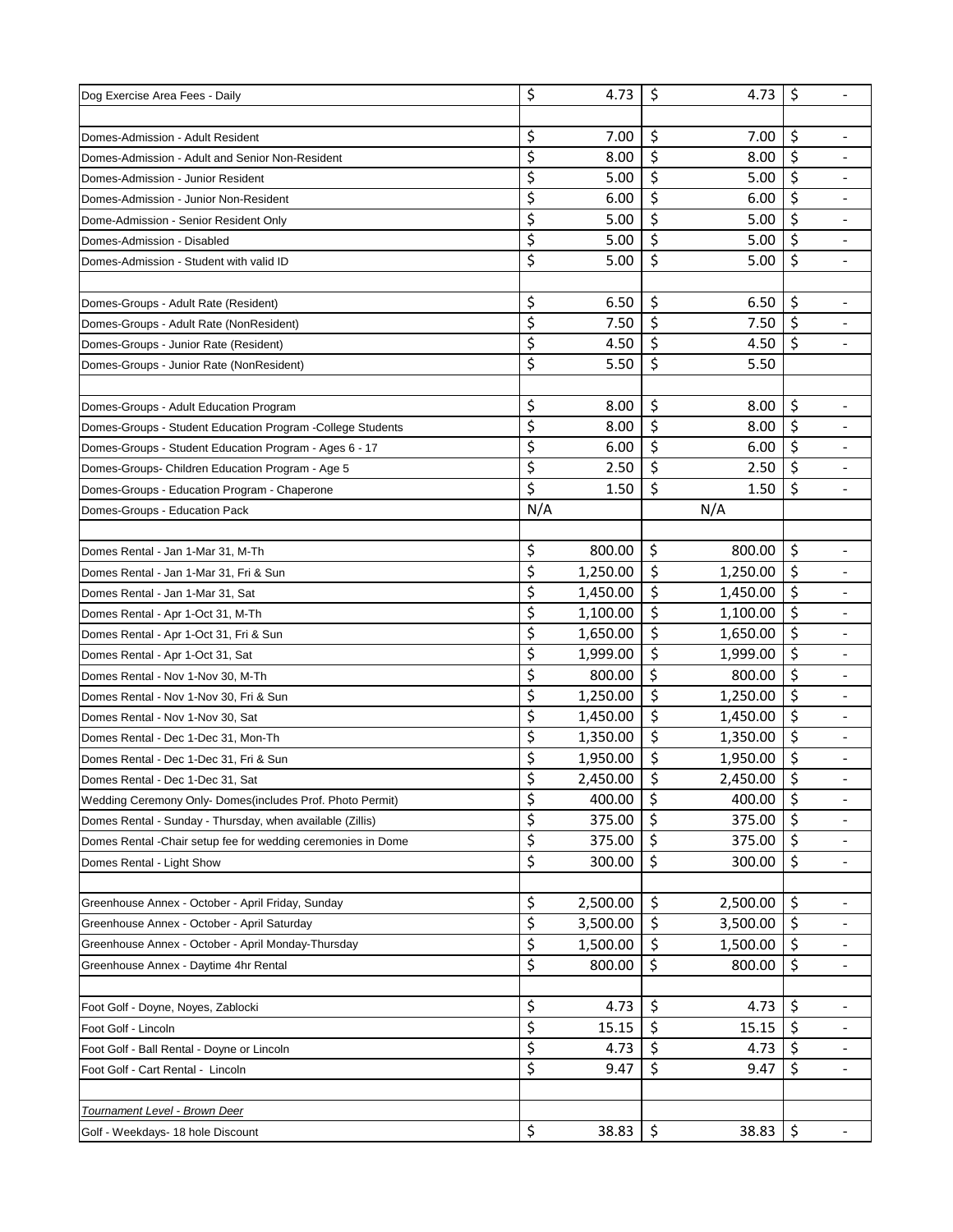| | | | |
|---|---|---|---|
| Dog Exercise Area Fees - Daily | $ 4.73 | $ 4.73 | $ - |
| | | | |
| Domes-Admission - Adult Resident | $ 7.00 | $ 7.00 | $ - |
| Domes-Admission - Adult and Senior Non-Resident | $ 8.00 | $ 8.00 | $ - |
| Domes-Admission - Junior Resident | $ 5.00 | $ 5.00 | $ - |
| Domes-Admission - Junior Non-Resident | $ 6.00 | $ 6.00 | $ - |
| Dome-Admission - Senior Resident Only | $ 5.00 | $ 5.00 | $ - |
| Domes-Admission - Disabled | $ 5.00 | $ 5.00 | $ - |
| Domes-Admission - Student with valid ID | $ 5.00 | $ 5.00 | $ - |
| | | | |
| Domes-Groups - Adult Rate (Resident) | $ 6.50 | $ 6.50 | $ - |
| Domes-Groups - Adult Rate (NonResident) | $ 7.50 | $ 7.50 | $ - |
| Domes-Groups - Junior Rate (Resident) | $ 4.50 | $ 4.50 | $ - |
| Domes-Groups - Junior Rate (NonResident) | $ 5.50 | $ 5.50 | |
| | | | |
| Domes-Groups - Adult Education Program | $ 8.00 | $ 8.00 | $ - |
| Domes-Groups - Student Education Program -College Students | $ 8.00 | $ 8.00 | $ - |
| Domes-Groups - Student Education Program - Ages 6 - 17 | $ 6.00 | $ 6.00 | $ - |
| Domes-Groups- Children Education Program - Age 5 | $ 2.50 | $ 2.50 | $ - |
| Domes-Groups - Education Program - Chaperone | $ 1.50 | $ 1.50 | $ - |
| Domes-Groups - Education Pack | N/A | N/A | |
| | | | |
| Domes Rental - Jan 1-Mar 31, M-Th | $ 800.00 | $ 800.00 | $ - |
| Domes Rental - Jan 1-Mar 31, Fri & Sun | $ 1,250.00 | $ 1,250.00 | $ - |
| Domes Rental - Jan 1-Mar 31, Sat | $ 1,450.00 | $ 1,450.00 | $ - |
| Domes Rental - Apr 1-Oct 31, M-Th | $ 1,100.00 | $ 1,100.00 | $ - |
| Domes Rental - Apr 1-Oct 31, Fri & Sun | $ 1,650.00 | $ 1,650.00 | $ - |
| Domes Rental - Apr 1-Oct 31, Sat | $ 1,999.00 | $ 1,999.00 | $ - |
| Domes Rental - Nov 1-Nov 30, M-Th | $ 800.00 | $ 800.00 | $ - |
| Domes Rental - Nov 1-Nov 30, Fri & Sun | $ 1,250.00 | $ 1,250.00 | $ - |
| Domes Rental - Nov 1-Nov 30, Sat | $ 1,450.00 | $ 1,450.00 | $ - |
| Domes Rental - Dec 1-Dec 31, Mon-Th | $ 1,350.00 | $ 1,350.00 | $ - |
| Domes Rental - Dec 1-Dec 31, Fri & Sun | $ 1,950.00 | $ 1,950.00 | $ - |
| Domes Rental - Dec 1-Dec 31, Sat | $ 2,450.00 | $ 2,450.00 | $ - |
| Wedding Ceremony Only- Domes(includes Prof. Photo Permit) | $ 400.00 | $ 400.00 | $ - |
| Domes Rental - Sunday - Thursday, when available (Zillis) | $ 375.00 | $ 375.00 | $ - |
| Domes Rental -Chair setup fee for wedding ceremonies in Dome | $ 375.00 | $ 375.00 | $ - |
| Domes Rental - Light Show | $ 300.00 | $ 300.00 | $ - |
| | | | |
| Greenhouse Annex - October - April Friday, Sunday | $ 2,500.00 | $ 2,500.00 | $ - |
| Greenhouse Annex - October - April Saturday | $ 3,500.00 | $ 3,500.00 | $ - |
| Greenhouse Annex - October - April Monday-Thursday | $ 1,500.00 | $ 1,500.00 | $ - |
| Greenhouse Annex - Daytime 4hr Rental | $ 800.00 | $ 800.00 | $ - |
| | | | |
| Foot Golf - Doyne, Noyes, Zablocki | $ 4.73 | $ 4.73 | $ - |
| Foot Golf - Lincoln | $ 15.15 | $ 15.15 | $ - |
| Foot Golf - Ball Rental - Doyne or Lincoln | $ 4.73 | $ 4.73 | $ - |
| Foot Golf - Cart Rental - Lincoln | $ 9.47 | $ 9.47 | $ - |
| | | | |
| *Tournament Level - Brown Deer* | | | |
| Golf - Weekdays- 18 hole Discount | $ 38.83 | $ 38.83 | $ - |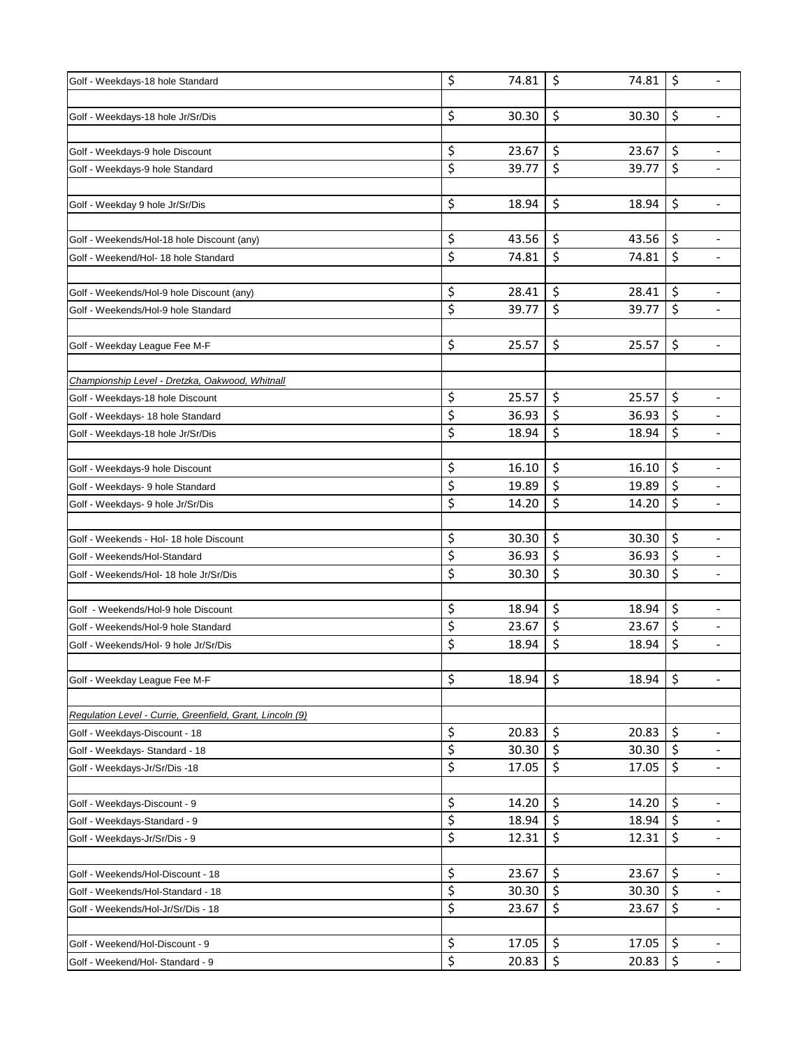| | | | |
|---|---|---|---|
| Golf - Weekdays-18 hole Standard | $ 74.81 | $ 74.81 | $ - |
| | | | |
| Golf - Weekdays-18 hole Jr/Sr/Dis | $ 30.30 | $ 30.30 | $ - |
| | | | |
| Golf - Weekdays-9 hole Discount | $ 23.67 | $ 23.67 | $ - |
| Golf - Weekdays-9 hole Standard | $ 39.77 | $ 39.77 | $ - |
| | | | |
| Golf - Weekday 9 hole Jr/Sr/Dis | $ 18.94 | $ 18.94 | $ - |
| | | | |
| Golf - Weekends/Hol-18 hole Discount (any) | $ 43.56 | $ 43.56 | $ - |
| Golf - Weekend/Hol- 18 hole Standard | $ 74.81 | $ 74.81 | $ - |
| | | | |
| Golf - Weekends/Hol-9 hole Discount (any) | $ 28.41 | $ 28.41 | $ - |
| Golf - Weekends/Hol-9 hole Standard | $ 39.77 | $ 39.77 | $ - |
| | | | |
| Golf - Weekday League Fee M-F | $ 25.57 | $ 25.57 | $ - |
| | | | |
| *Championship Level - Dretzka, Oakwood, Whitnall* | | | |
| Golf - Weekdays-18 hole Discount | $ 25.57 | $ 25.57 | $ - |
| Golf - Weekdays- 18 hole Standard | $ 36.93 | $ 36.93 | $ - |
| Golf - Weekdays-18 hole Jr/Sr/Dis | $ 18.94 | $ 18.94 | $ - |
| | | | |
| Golf - Weekdays-9 hole Discount | $ 16.10 | $ 16.10 | $ - |
| Golf - Weekdays- 9 hole Standard | $ 19.89 | $ 19.89 | $ - |
| Golf - Weekdays- 9 hole Jr/Sr/Dis | $ 14.20 | $ 14.20 | $ - |
| | | | |
| Golf - Weekends - Hol- 18 hole Discount | $ 30.30 | $ 30.30 | $ - |
| Golf - Weekends/Hol-Standard | $ 36.93 | $ 36.93 | $ - |
| Golf - Weekends/Hol- 18 hole Jr/Sr/Dis | $ 30.30 | $ 30.30 | $ - |
| | | | |
| Golf - Weekends/Hol-9 hole Discount | $ 18.94 | $ 18.94 | $ - |
| Golf - Weekends/Hol-9 hole Standard | $ 23.67 | $ 23.67 | $ - |
| Golf - Weekends/Hol- 9 hole Jr/Sr/Dis | $ 18.94 | $ 18.94 | $ - |
| | | | |
| Golf - Weekday League Fee M-F | $ 18.94 | $ 18.94 | $ - |
| | | | |
| *Regulation Level - Currie, Greenfield, Grant, Lincoln (9)* | | | |
| Golf - Weekdays-Discount - 18 | $ 20.83 | $ 20.83 | $ - |
| Golf - Weekdays- Standard - 18 | $ 30.30 | $ 30.30 | $ - |
| Golf - Weekdays-Jr/Sr/Dis -18 | $ 17.05 | $ 17.05 | $ - |
| | | | |
| Golf - Weekdays-Discount - 9 | $ 14.20 | $ 14.20 | $ - |
| Golf - Weekdays-Standard - 9 | $ 18.94 | $ 18.94 | $ - |
| Golf - Weekdays-Jr/Sr/Dis - 9 | $ 12.31 | $ 12.31 | $ - |
| | | | |
| Golf - Weekends/Hol-Discount - 18 | $ 23.67 | $ 23.67 | $ - |
| Golf - Weekends/Hol-Standard - 18 | $ 30.30 | $ 30.30 | $ - |
| Golf - Weekends/Hol-Jr/Sr/Dis - 18 | $ 23.67 | $ 23.67 | $ - |
| | | | |
| Golf - Weekend/Hol-Discount - 9 | $ 17.05 | $ 17.05 | $ - |
| Golf - Weekend/Hol- Standard - 9 | $ 20.83 | $ 20.83 | $ - |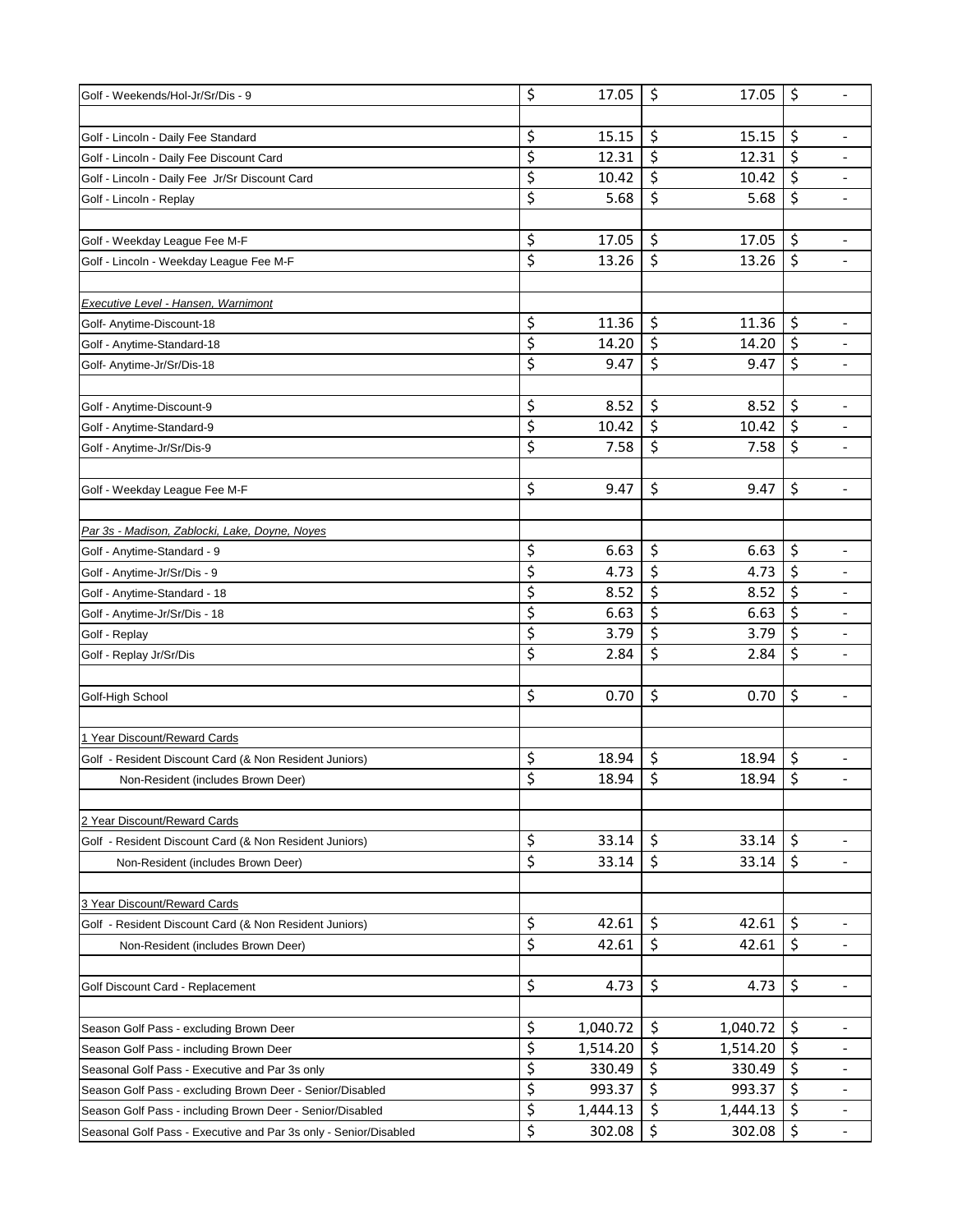| | | | |
|---|---|---|---|
| Golf - Weekends/Hol-Jr/Sr/Dis - 9 | $ 17.05 | $ 17.05 | $ - |
| | | | |
| Golf - Lincoln - Daily Fee Standard | $ 15.15 | $ 15.15 | $ - |
| Golf - Lincoln - Daily Fee Discount Card | $ 12.31 | $ 12.31 | $ - |
| Golf - Lincoln - Daily Fee Jr/Sr Discount Card | $ 10.42 | $ 10.42 | $ - |
| Golf - Lincoln - Replay | $ 5.68 | $ 5.68 | $ - |
| | | | |
| Golf - Weekday League Fee M-F | $ 17.05 | $ 17.05 | $ - |
| Golf - Lincoln - Weekday League Fee M-F | $ 13.26 | $ 13.26 | $ - |
| | | | |
| *Executive Level - Hansen, Warnimont* | | | |
| Golf- Anytime-Discount-18 | $ 11.36 | $ 11.36 | $ - |
| Golf - Anytime-Standard-18 | $ 14.20 | $ 14.20 | $ - |
| Golf- Anytime-Jr/Sr/Dis-18 | $ 9.47 | $ 9.47 | $ - |
| | | | |
| Golf - Anytime-Discount-9 | $ 8.52 | $ 8.52 | $ - |
| Golf - Anytime-Standard-9 | $ 10.42 | $ 10.42 | $ - |
| Golf - Anytime-Jr/Sr/Dis-9 | $ 7.58 | $ 7.58 | $ - |
| | | | |
| Golf - Weekday League Fee M-F | $ 9.47 | $ 9.47 | $ - |
| | | | |
| *Par 3s - Madison, Zablocki, Lake, Doyne, Noyes* | | | |
| Golf - Anytime-Standard - 9 | $ 6.63 | $ 6.63 | $ - |
| Golf - Anytime-Jr/Sr/Dis - 9 | $ 4.73 | $ 4.73 | $ - |
| Golf - Anytime-Standard - 18 | $ 8.52 | $ 8.52 | $ - |
| Golf - Anytime-Jr/Sr/Dis - 18 | $ 6.63 | $ 6.63 | $ - |
| Golf - Replay | $ 3.79 | $ 3.79 | $ - |
| Golf - Replay Jr/Sr/Dis | $ 2.84 | $ 2.84 | $ - |
| | | | |
| Golf-High School | $ 0.70 | $ 0.70 | $ - |
| | | | |
| 1 Year Discount/Reward Cards | | | |
| Golf - Resident Discount Card (& Non Resident Juniors) | $ 18.94 | $ 18.94 | $ - |
| Non-Resident (includes Brown Deer) | $ 18.94 | $ 18.94 | $ - |
| | | | |
| 2 Year Discount/Reward Cards | | | |
| Golf - Resident Discount Card (& Non Resident Juniors) | $ 33.14 | $ 33.14 | $ - |
| Non-Resident (includes Brown Deer) | $ 33.14 | $ 33.14 | $ - |
| | | | |
| 3 Year Discount/Reward Cards | | | |
| Golf - Resident Discount Card (& Non Resident Juniors) | $ 42.61 | $ 42.61 | $ - |
| Non-Resident (includes Brown Deer) | $ 42.61 | $ 42.61 | $ - |
| | | | |
| Golf Discount Card - Replacement | $ 4.73 | $ 4.73 | $ - |
| | | | |
| Season Golf Pass - excluding Brown Deer | $ 1,040.72 | $ 1,040.72 | $ - |
| Season Golf Pass - including Brown Deer | $ 1,514.20 | $ 1,514.20 | $ - |
| Seasonal Golf Pass - Executive and Par 3s only | $ 330.49 | $ 330.49 | $ - |
| Season Golf Pass - excluding Brown Deer - Senior/Disabled | $ 993.37 | $ 993.37 | $ - |
| Season Golf Pass - including Brown Deer - Senior/Disabled | $ 1,444.13 | $ 1,444.13 | $ - |
| Seasonal Golf Pass - Executive and Par 3s only - Senior/Disabled | $ 302.08 | $ 302.08 | $ - |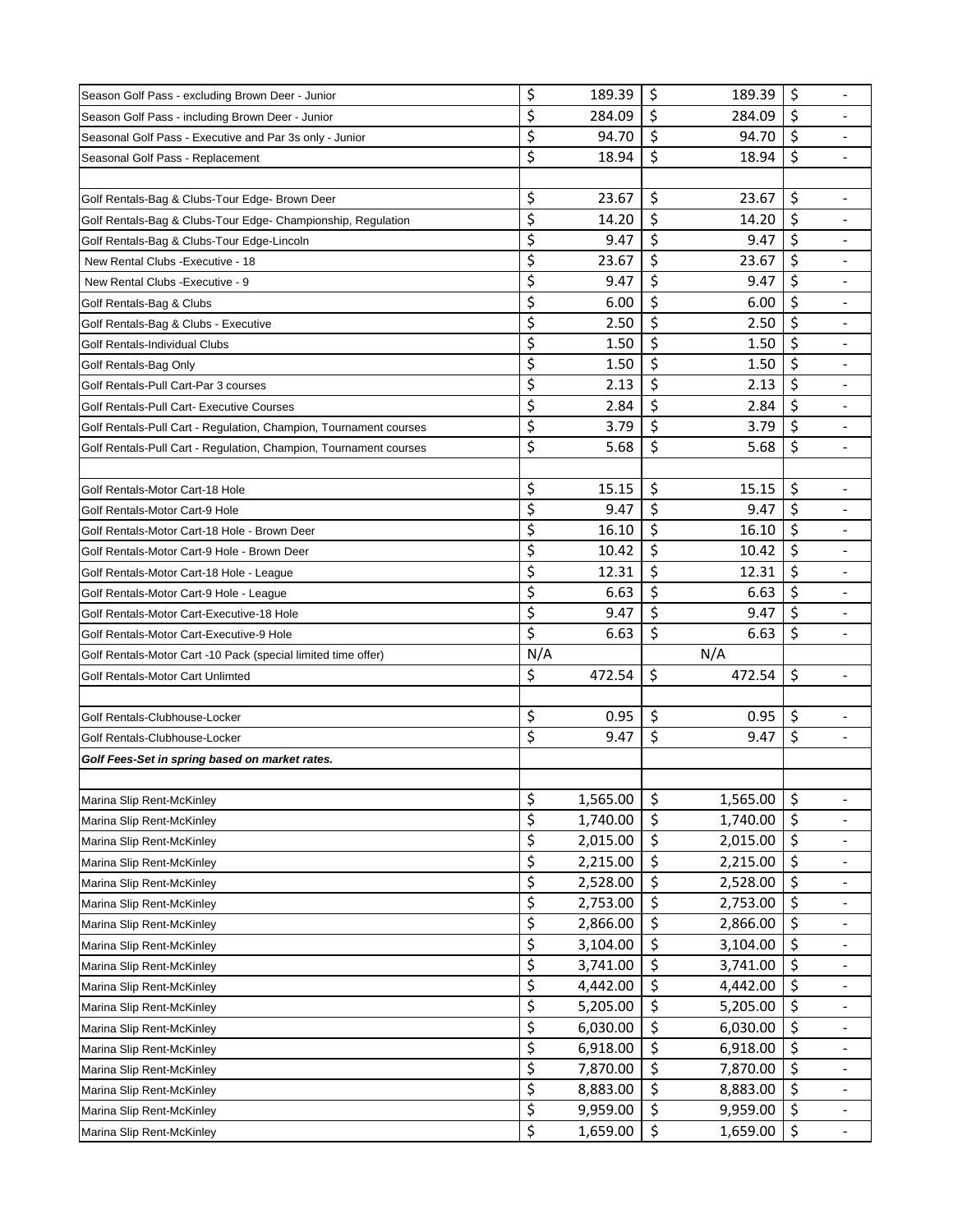| | | | |
|---|---|---|---|
| Season Golf Pass - excluding Brown Deer - Junior | $ 189.39 | $ 189.39 | $ - |
| Season Golf Pass - including Brown Deer - Junior | $ 284.09 | $ 284.09 | $ - |
| Seasonal Golf Pass - Executive and Par 3s only - Junior | $ 94.70 | $ 94.70 | $ - |
| Seasonal Golf Pass - Replacement | $ 18.94 | $ 18.94 | $ - |
| | | | |
| Golf Rentals-Bag & Clubs-Tour Edge- Brown Deer | $ 23.67 | $ 23.67 | $ - |
| Golf Rentals-Bag & Clubs-Tour Edge- Championship, Regulation | $ 14.20 | $ 14.20 | $ - |
| Golf Rentals-Bag & Clubs-Tour Edge-Lincoln | $ 9.47 | $ 9.47 | $ - |
| New Rental Clubs -Executive - 18 | $ 23.67 | $ 23.67 | $ - |
| New Rental Clubs -Executive - 9 | $ 9.47 | $ 9.47 | $ - |
| Golf Rentals-Bag & Clubs | $ 6.00 | $ 6.00 | $ - |
| Golf Rentals-Bag & Clubs - Executive | $ 2.50 | $ 2.50 | $ - |
| Golf Rentals-Individual Clubs | $ 1.50 | $ 1.50 | $ - |
| Golf Rentals-Bag Only | $ 1.50 | $ 1.50 | $ - |
| Golf Rentals-Pull Cart-Par 3 courses | $ 2.13 | $ 2.13 | $ - |
| Golf Rentals-Pull Cart- Executive Courses | $ 2.84 | $ 2.84 | $ - |
| Golf Rentals-Pull Cart - Regulation, Champion, Tournament courses | $ 3.79 | $ 3.79 | $ - |
| Golf Rentals-Pull Cart - Regulation, Champion, Tournament courses | $ 5.68 | $ 5.68 | $ - |
| | | | |
| Golf Rentals-Motor Cart-18 Hole | $ 15.15 | $ 15.15 | $ - |
| Golf Rentals-Motor Cart-9 Hole | $ 9.47 | $ 9.47 | $ - |
| Golf Rentals-Motor Cart-18 Hole - Brown Deer | $ 16.10 | $ 16.10 | $ - |
| Golf Rentals-Motor Cart-9 Hole - Brown Deer | $ 10.42 | $ 10.42 | $ - |
| Golf Rentals-Motor Cart-18 Hole - League | $ 12.31 | $ 12.31 | $ - |
| Golf Rentals-Motor Cart-9 Hole - League | $ 6.63 | $ 6.63 | $ - |
| Golf Rentals-Motor Cart-Executive-18 Hole | $ 9.47 | $ 9.47 | $ - |
| Golf Rentals-Motor Cart-Executive-9 Hole | $ 6.63 | $ 6.63 | $ - |
| Golf Rentals-Motor Cart -10 Pack (special limited time offer) | N/A | N/A | |
| Golf Rentals-Motor Cart Unlimted | $ 472.54 | $ 472.54 | $ - |
| | | | |
| Golf Rentals-Clubhouse-Locker | $ 0.95 | $ 0.95 | $ - |
| Golf Rentals-Clubhouse-Locker | $ 9.47 | $ 9.47 | $ - |
| ***Golf Fees-Set in spring based on market rates.*** | | | |
| | | | |
| Marina Slip Rent-McKinley | $ 1,565.00 | $ 1,565.00 | $ - |
| Marina Slip Rent-McKinley | $ 1,740.00 | $ 1,740.00 | $ - |
| Marina Slip Rent-McKinley | $ 2,015.00 | $ 2,015.00 | $ - |
| Marina Slip Rent-McKinley | $ 2,215.00 | $ 2,215.00 | $ - |
| Marina Slip Rent-McKinley | $ 2,528.00 | $ 2,528.00 | $ - |
| Marina Slip Rent-McKinley | $ 2,753.00 | $ 2,753.00 | $ - |
| Marina Slip Rent-McKinley | $ 2,866.00 | $ 2,866.00 | $ - |
| Marina Slip Rent-McKinley | $ 3,104.00 | $ 3,104.00 | $ - |
| Marina Slip Rent-McKinley | $ 3,741.00 | $ 3,741.00 | $ - |
| Marina Slip Rent-McKinley | $ 4,442.00 | $ 4,442.00 | $ - |
| Marina Slip Rent-McKinley | $ 5,205.00 | $ 5,205.00 | $ - |
| Marina Slip Rent-McKinley | $ 6,030.00 | $ 6,030.00 | $ - |
| Marina Slip Rent-McKinley | $ 6,918.00 | $ 6,918.00 | $ - |
| Marina Slip Rent-McKinley | $ 7,870.00 | $ 7,870.00 | $ - |
| Marina Slip Rent-McKinley | $ 8,883.00 | $ 8,883.00 | $ - |
| Marina Slip Rent-McKinley | $ 9,959.00 | $ 9,959.00 | $ - |
| Marina Slip Rent-McKinley | $ 1,659.00 | $ 1,659.00 | $ - |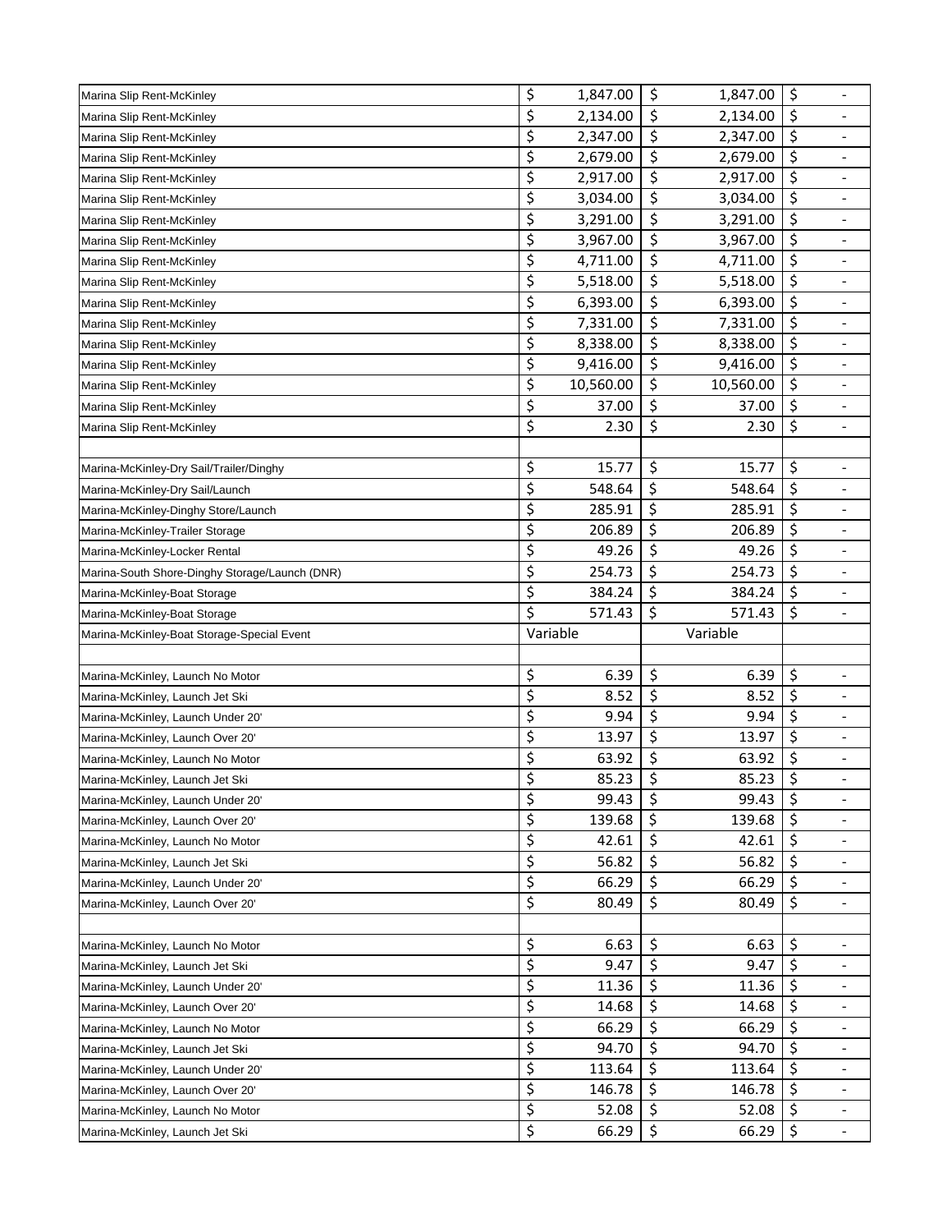| | | | |
|---|---|---|---|
| Marina Slip Rent-McKinley | $ 1,847.00 | $ 1,847.00 | $ - |
| Marina Slip Rent-McKinley | $ 2,134.00 | $ 2,134.00 | $ - |
| Marina Slip Rent-McKinley | $ 2,347.00 | $ 2,347.00 | $ - |
| Marina Slip Rent-McKinley | $ 2,679.00 | $ 2,679.00 | $ - |
| Marina Slip Rent-McKinley | $ 2,917.00 | $ 2,917.00 | $ - |
| Marina Slip Rent-McKinley | $ 3,034.00 | $ 3,034.00 | $ - |
| Marina Slip Rent-McKinley | $ 3,291.00 | $ 3,291.00 | $ - |
| Marina Slip Rent-McKinley | $ 3,967.00 | $ 3,967.00 | $ - |
| Marina Slip Rent-McKinley | $ 4,711.00 | $ 4,711.00 | $ - |
| Marina Slip Rent-McKinley | $ 5,518.00 | $ 5,518.00 | $ - |
| Marina Slip Rent-McKinley | $ 6,393.00 | $ 6,393.00 | $ - |
| Marina Slip Rent-McKinley | $ 7,331.00 | $ 7,331.00 | $ - |
| Marina Slip Rent-McKinley | $ 8,338.00 | $ 8,338.00 | $ - |
| Marina Slip Rent-McKinley | $ 9,416.00 | $ 9,416.00 | $ - |
| Marina Slip Rent-McKinley | $ 10,560.00 | $ 10,560.00 | $ - |
| Marina Slip Rent-McKinley | $ 37.00 | $ 37.00 | $ - |
| Marina Slip Rent-McKinley | $ 2.30 | $ 2.30 | $ - |
| | | | |
| Marina-McKinley-Dry Sail/Trailer/Dinghy | $ 15.77 | $ 15.77 | $ - |
| Marina-McKinley-Dry Sail/Launch | $ 548.64 | $ 548.64 | $ - |
| Marina-McKinley-Dinghy Store/Launch | $ 285.91 | $ 285.91 | $ - |
| Marina-McKinley-Trailer Storage | $ 206.89 | $ 206.89 | $ - |
| Marina-McKinley-Locker Rental | $ 49.26 | $ 49.26 | $ - |
| Marina-South Shore-Dinghy Storage/Launch (DNR) | $ 254.73 | $ 254.73 | $ - |
| Marina-McKinley-Boat Storage | $ 384.24 | $ 384.24 | $ - |
| Marina-McKinley-Boat Storage | $ 571.43 | $ 571.43 | $ - |
| Marina-McKinley-Boat Storage-Special Event | Variable | Variable | |
| | | | |
| Marina-McKinley, Launch No Motor | $ 6.39 | $ 6.39 | $ - |
| Marina-McKinley, Launch Jet Ski | $ 8.52 | $ 8.52 | $ - |
| Marina-McKinley, Launch Under 20' | $ 9.94 | $ 9.94 | $ - |
| Marina-McKinley, Launch Over 20' | $ 13.97 | $ 13.97 | $ - |
| Marina-McKinley, Launch No Motor | $ 63.92 | $ 63.92 | $ - |
| Marina-McKinley, Launch Jet Ski | $ 85.23 | $ 85.23 | $ - |
| Marina-McKinley, Launch Under 20' | $ 99.43 | $ 99.43 | $ - |
| Marina-McKinley, Launch Over 20' | $ 139.68 | $ 139.68 | $ - |
| Marina-McKinley, Launch No Motor | $ 42.61 | $ 42.61 | $ - |
| Marina-McKinley, Launch Jet Ski | $ 56.82 | $ 56.82 | $ - |
| Marina-McKinley, Launch Under 20' | $ 66.29 | $ 66.29 | $ - |
| Marina-McKinley, Launch Over 20' | $ 80.49 | $ 80.49 | $ - |
| | | | |
| Marina-McKinley, Launch No Motor | $ 6.63 | $ 6.63 | $ - |
| Marina-McKinley, Launch Jet Ski | $ 9.47 | $ 9.47 | $ - |
| Marina-McKinley, Launch Under 20' | $ 11.36 | $ 11.36 | $ - |
| Marina-McKinley, Launch Over 20' | $ 14.68 | $ 14.68 | $ - |
| Marina-McKinley, Launch No Motor | $ 66.29 | $ 66.29 | $ - |
| Marina-McKinley, Launch Jet Ski | $ 94.70 | $ 94.70 | $ - |
| Marina-McKinley, Launch Under 20' | $ 113.64 | $ 113.64 | $ - |
| Marina-McKinley, Launch Over 20' | $ 146.78 | $ 146.78 | $ - |
| Marina-McKinley, Launch No Motor | $ 52.08 | $ 52.08 | $ - |
| Marina-McKinley, Launch Jet Ski | $ 66.29 | $ 66.29 | $ - |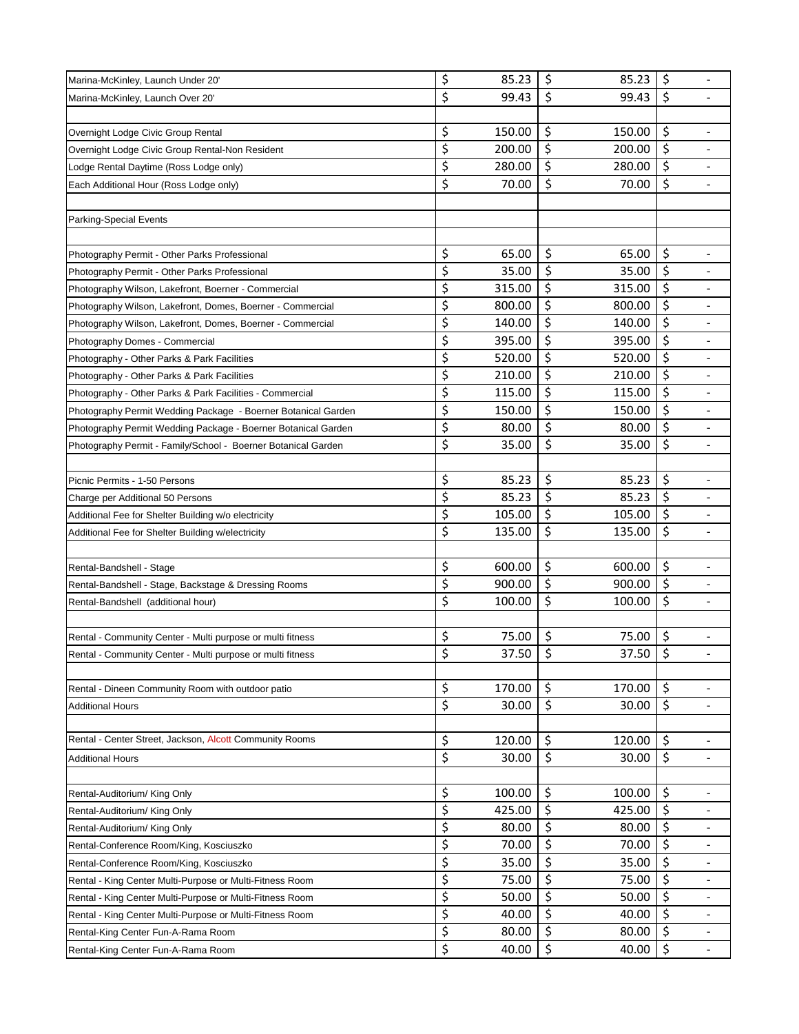| | | | |
|---|---|---|---|
| Marina-McKinley, Launch Under 20' | $ 85.23 | $ 85.23 | $ - |
| Marina-McKinley, Launch Over 20' | $ 99.43 | $ 99.43 | $ - |
| | | | |
| Overnight Lodge Civic Group Rental | $ 150.00 | $ 150.00 | $ - |
| Overnight Lodge Civic Group Rental-Non Resident | $ 200.00 | $ 200.00 | $ - |
| Lodge Rental Daytime (Ross Lodge only) | $ 280.00 | $ 280.00 | $ - |
| Each Additional Hour (Ross Lodge only) | $ 70.00 | $ 70.00 | $ - |
| | | | |
| Parking-Special Events | | | |
| | | | |
| Photography Permit - Other Parks Professional | $ 65.00 | $ 65.00 | $ - |
| Photography Permit - Other Parks Professional | $ 35.00 | $ 35.00 | $ - |
| Photography Wilson, Lakefront, Boerner - Commercial | $ 315.00 | $ 315.00 | $ - |
| Photography Wilson, Lakefront, Domes, Boerner - Commercial | $ 800.00 | $ 800.00 | $ - |
| Photography Wilson, Lakefront, Domes, Boerner - Commercial | $ 140.00 | $ 140.00 | $ - |
| Photography Domes - Commercial | $ 395.00 | $ 395.00 | $ - |
| Photography - Other Parks & Park Facilities | $ 520.00 | $ 520.00 | $ - |
| Photography - Other Parks & Park Facilities | $ 210.00 | $ 210.00 | $ - |
| Photography - Other Parks & Park Facilities - Commercial | $ 115.00 | $ 115.00 | $ - |
| Photography Permit Wedding Package - Boerner Botanical Garden | $ 150.00 | $ 150.00 | $ - |
| Photography Permit Wedding Package - Boerner Botanical Garden | $ 80.00 | $ 80.00 | $ - |
| Photography Permit - Family/School - Boerner Botanical Garden | $ 35.00 | $ 35.00 | $ - |
| | | | |
| Picnic Permits - 1-50 Persons | $ 85.23 | $ 85.23 | $ - |
| Charge per Additional 50 Persons | $ 85.23 | $ 85.23 | $ - |
| Additional Fee for Shelter Building w/o electricity | $ 105.00 | $ 105.00 | $ - |
| Additional Fee for Shelter Building w/electricity | $ 135.00 | $ 135.00 | $ - |
| | | | |
| Rental-Bandshell - Stage | $ 600.00 | $ 600.00 | $ - |
| Rental-Bandshell - Stage, Backstage & Dressing Rooms | $ 900.00 | $ 900.00 | $ - |
| Rental-Bandshell (additional hour) | $ 100.00 | $ 100.00 | $ - |
| | | | |
| Rental - Community Center - Multi purpose or multi fitness | $ 75.00 | $ 75.00 | $ - |
| Rental - Community Center - Multi purpose or multi fitness | $ 37.50 | $ 37.50 | $ - |
| | | | |
| Rental - Dineen Community Room with outdoor patio | $ 170.00 | $ 170.00 | $ - |
| Additional Hours | $ 30.00 | $ 30.00 | $ - |
| | | | |
| Rental - Center Street, Jackson, Alcott Community Rooms | $ 120.00 | $ 120.00 | $ - |
| Additional Hours | $ 30.00 | $ 30.00 | $ - |
| | | | |
| Rental-Auditorium/ King Only | $ 100.00 | $ 100.00 | $ - |
| Rental-Auditorium/ King Only | $ 425.00 | $ 425.00 | $ - |
| Rental-Auditorium/ King Only | $ 80.00 | $ 80.00 | $ - |
| Rental-Conference Room/King, Kosciuszko | $ 70.00 | $ 70.00 | $ - |
| Rental-Conference Room/King, Kosciuszko | $ 35.00 | $ 35.00 | $ - |
| Rental - King Center Multi-Purpose or Multi-Fitness Room | $ 75.00 | $ 75.00 | $ - |
| Rental - King Center Multi-Purpose or Multi-Fitness Room | $ 50.00 | $ 50.00 | $ - |
| Rental - King Center Multi-Purpose or Multi-Fitness Room | $ 40.00 | $ 40.00 | $ - |
| Rental-King Center Fun-A-Rama Room | $ 80.00 | $ 80.00 | $ - |
| Rental-King Center Fun-A-Rama Room | $ 40.00 | $ 40.00 | $ - |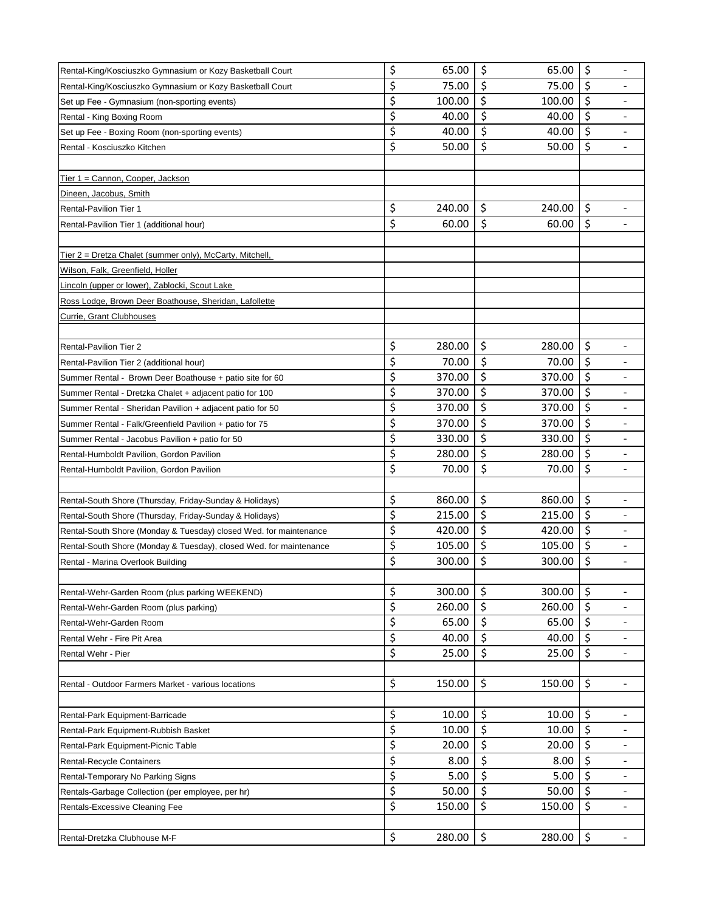| | | | |
|---|---|---|---|
| Rental-King/Kosciuszko Gymnasium or Kozy Basketball Court | $ 65.00 | $ 65.00 | $ - |
| Rental-King/Kosciuszko Gymnasium or Kozy Basketball Court | $ 75.00 | $ 75.00 | $ - |
| Set up Fee - Gymnasium (non-sporting events) | $ 100.00 | $ 100.00 | $ - |
| Rental - King Boxing Room | $ 40.00 | $ 40.00 | $ - |
| Set up Fee - Boxing Room (non-sporting events) | $ 40.00 | $ 40.00 | $ - |
| Rental - Kosciuszko Kitchen | $ 50.00 | $ 50.00 | $ - |
| | | | |
| Tier 1 = Cannon, Cooper, Jackson | | | |
| Dineen, Jacobus, Smith | | | |
| Rental-Pavilion Tier 1 | $ 240.00 | $ 240.00 | $ - |
| Rental-Pavilion Tier 1 (additional hour) | $ 60.00 | $ 60.00 | $ - |
| | | | |
| Tier 2 = Dretza Chalet (summer only), McCarty, Mitchell, | | | |
| Wilson, Falk, Greenfield, Holler | | | |
| Lincoln (upper or lower), Zablocki, Scout Lake | | | |
| Ross Lodge, Brown Deer Boathouse, Sheridan, Lafollette | | | |
| Currie, Grant Clubhouses | | | |
| | | | |
| Rental-Pavilion Tier 2 | $ 280.00 | $ 280.00 | $ - |
| Rental-Pavilion Tier 2 (additional hour) | $ 70.00 | $ 70.00 | $ - |
| Summer Rental - Brown Deer Boathouse + patio site for 60 | $ 370.00 | $ 370.00 | $ - |
| Summer Rental - Dretzka Chalet + adjacent patio for 100 | $ 370.00 | $ 370.00 | $ - |
| Summer Rental - Sheridan Pavilion + adjacent patio for 50 | $ 370.00 | $ 370.00 | $ - |
| Summer Rental - Falk/Greenfield Pavilion + patio for 75 | $ 370.00 | $ 370.00 | $ - |
| Summer Rental - Jacobus Pavilion + patio for 50 | $ 330.00 | $ 330.00 | $ - |
| Rental-Humboldt Pavilion, Gordon Pavilion | $ 280.00 | $ 280.00 | $ - |
| Rental-Humboldt Pavilion, Gordon Pavilion | $ 70.00 | $ 70.00 | $ - |
| | | | |
| Rental-South Shore (Thursday, Friday-Sunday & Holidays) | $ 860.00 | $ 860.00 | $ - |
| Rental-South Shore (Thursday, Friday-Sunday & Holidays) | $ 215.00 | $ 215.00 | $ - |
| Rental-South Shore (Monday & Tuesday) closed Wed. for maintenance | $ 420.00 | $ 420.00 | $ - |
| Rental-South Shore (Monday & Tuesday), closed Wed. for maintenance | $ 105.00 | $ 105.00 | $ - |
| Rental - Marina Overlook Building | $ 300.00 | $ 300.00 | $ - |
| | | | |
| Rental-Wehr-Garden Room (plus parking WEEKEND) | $ 300.00 | $ 300.00 | $ - |
| Rental-Wehr-Garden Room (plus parking) | $ 260.00 | $ 260.00 | $ - |
| Rental-Wehr-Garden Room | $ 65.00 | $ 65.00 | $ - |
| Rental Wehr - Fire Pit Area | $ 40.00 | $ 40.00 | $ - |
| Rental Wehr - Pier | $ 25.00 | $ 25.00 | $ - |
| | | | |
| Rental - Outdoor Farmers Market - various locations | $ 150.00 | $ 150.00 | $ - |
| | | | |
| Rental-Park Equipment-Barricade | $ 10.00 | $ 10.00 | $ - |
| Rental-Park Equipment-Rubbish Basket | $ 10.00 | $ 10.00 | $ - |
| Rental-Park Equipment-Picnic Table | $ 20.00 | $ 20.00 | $ - |
| Rental-Recycle Containers | $ 8.00 | $ 8.00 | $ - |
| Rental-Temporary No Parking Signs | $ 5.00 | $ 5.00 | $ - |
| Rentals-Garbage Collection (per employee, per hr) | $ 50.00 | $ 50.00 | $ - |
| Rentals-Excessive Cleaning Fee | $ 150.00 | $ 150.00 | $ - |
| | | | |
| Rental-Dretzka Clubhouse M-F | $ 280.00 | $ 280.00 | $ - |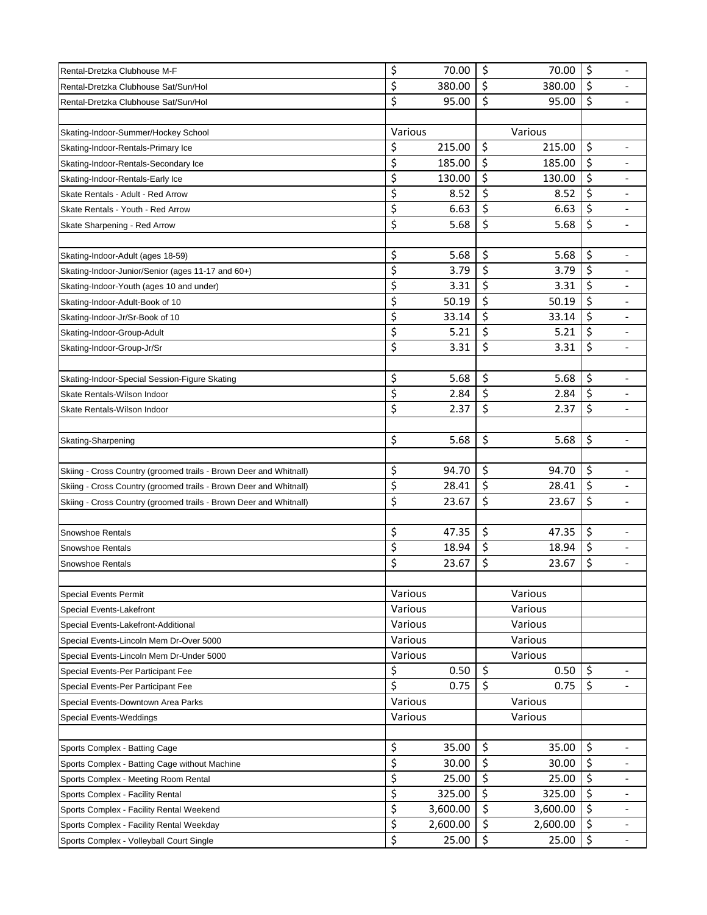| | | | |
|---|---|---|---|
| Rental-Dretzka Clubhouse M-F | $ 70.00 | $ 70.00 | $ - |
| Rental-Dretzka Clubhouse Sat/Sun/Hol | $ 380.00 | $ 380.00 | $ - |
| Rental-Dretzka Clubhouse Sat/Sun/Hol | $ 95.00 | $ 95.00 | $ - |
| | | | |
| Skating-Indoor-Summer/Hockey School | Various | Various | |
| Skating-Indoor-Rentals-Primary Ice | $ 215.00 | $ 215.00 | $ - |
| Skating-Indoor-Rentals-Secondary Ice | $ 185.00 | $ 185.00 | $ - |
| Skating-Indoor-Rentals-Early Ice | $ 130.00 | $ 130.00 | $ - |
| Skate Rentals - Adult - Red Arrow | $ 8.52 | $ 8.52 | $ - |
| Skate Rentals - Youth - Red Arrow | $ 6.63 | $ 6.63 | $ - |
| Skate Sharpening - Red Arrow | $ 5.68 | $ 5.68 | $ - |
| | | | |
| Skating-Indoor-Adult (ages 18-59) | $ 5.68 | $ 5.68 | $ - |
| Skating-Indoor-Junior/Senior (ages 11-17 and 60+) | $ 3.79 | $ 3.79 | $ - |
| Skating-Indoor-Youth (ages 10 and under) | $ 3.31 | $ 3.31 | $ - |
| Skating-Indoor-Adult-Book of 10 | $ 50.19 | $ 50.19 | $ - |
| Skating-Indoor-Jr/Sr-Book of 10 | $ 33.14 | $ 33.14 | $ - |
| Skating-Indoor-Group-Adult | $ 5.21 | $ 5.21 | $ - |
| Skating-Indoor-Group-Jr/Sr | $ 3.31 | $ 3.31 | $ - |
| | | | |
| Skating-Indoor-Special Session-Figure Skating | $ 5.68 | $ 5.68 | $ - |
| Skate Rentals-Wilson Indoor | $ 2.84 | $ 2.84 | $ - |
| Skate Rentals-Wilson Indoor | $ 2.37 | $ 2.37 | $ - |
| | | | |
| Skating-Sharpening | $ 5.68 | $ 5.68 | $ - |
| | | | |
| Skiing - Cross Country (groomed trails - Brown Deer and Whitnall) | $ 94.70 | $ 94.70 | $ - |
| Skiing - Cross Country (groomed trails - Brown Deer and Whitnall) | $ 28.41 | $ 28.41 | $ - |
| Skiing - Cross Country (groomed trails - Brown Deer and Whitnall) | $ 23.67 | $ 23.67 | $ - |
| | | | |
| Snowshoe Rentals | $ 47.35 | $ 47.35 | $ - |
| Snowshoe Rentals | $ 18.94 | $ 18.94 | $ - |
| Snowshoe Rentals | $ 23.67 | $ 23.67 | $ - |
| | | | |
| Special Events Permit | Various | Various | |
| Special Events-Lakefront | Various | Various | |
| Special Events-Lakefront-Additional | Various | Various | |
| Special Events-Lincoln Mem Dr-Over 5000 | Various | Various | |
| Special Events-Lincoln Mem Dr-Under 5000 | Various | Various | |
| Special Events-Per Participant Fee | $ 0.50 | $ 0.50 | $ - |
| Special Events-Per Participant Fee | $ 0.75 | $ 0.75 | $ - |
| Special Events-Downtown Area Parks | Various | Various | |
| Special Events-Weddings | Various | Various | |
| | | | |
| Sports Complex - Batting Cage | $ 35.00 | $ 35.00 | $ - |
| Sports Complex - Batting Cage without Machine | $ 30.00 | $ 30.00 | $ - |
| Sports Complex - Meeting Room Rental | $ 25.00 | $ 25.00 | $ - |
| Sports Complex - Facility Rental | $ 325.00 | $ 325.00 | $ - |
| Sports Complex - Facility Rental Weekend | $ 3,600.00 | $ 3,600.00 | $ - |
| Sports Complex - Facility Rental Weekday | $ 2,600.00 | $ 2,600.00 | $ - |
| Sports Complex - Volleyball Court Single | $ 25.00 | $ 25.00 | $ - |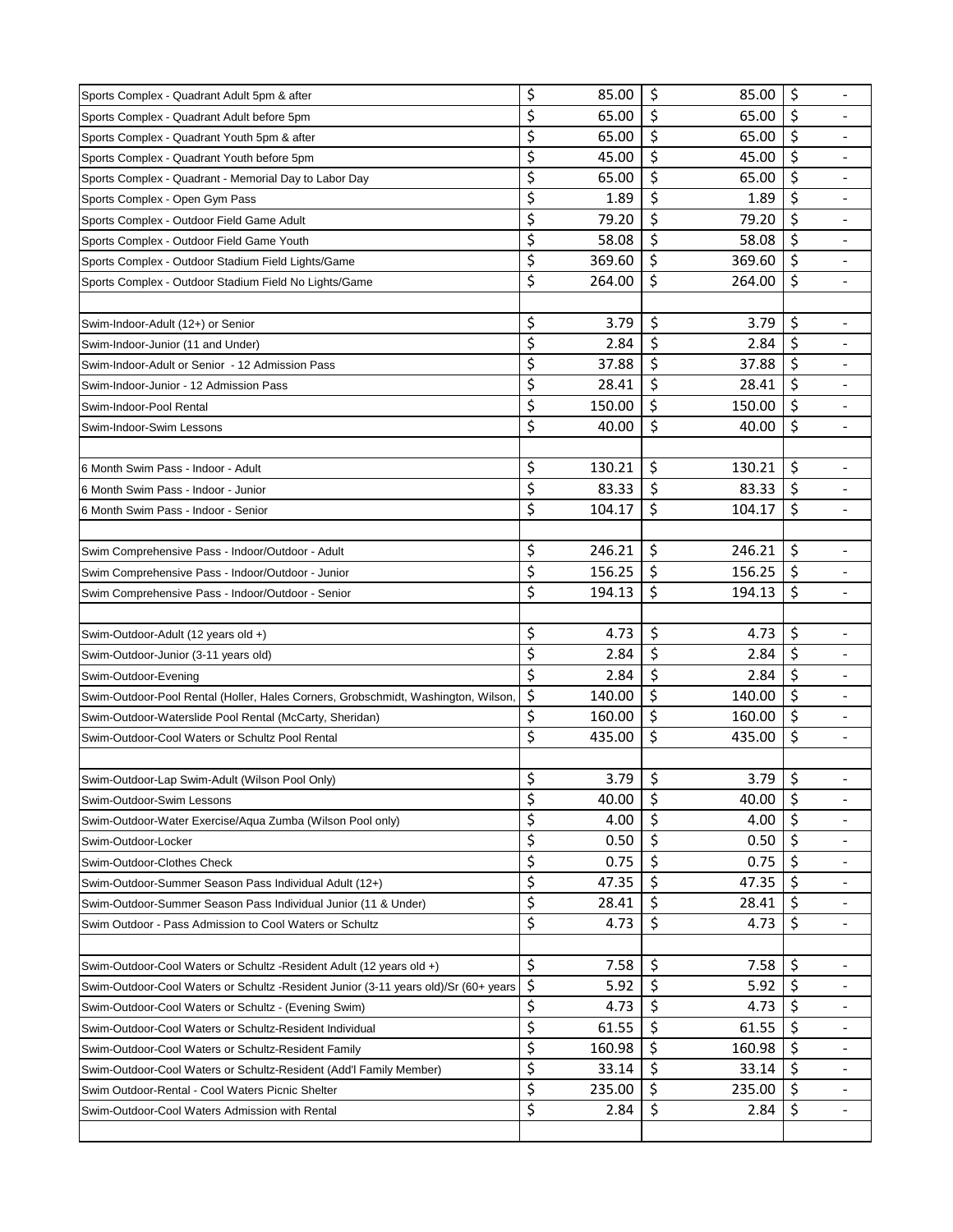| | | | |
|---|---|---|---|
| Sports Complex - Quadrant Adult 5pm & after | $ 85.00 | $ 85.00 | $ - |
| Sports Complex - Quadrant Adult before 5pm | $ 65.00 | $ 65.00 | $ - |
| Sports Complex - Quadrant Youth 5pm & after | $ 65.00 | $ 65.00 | $ - |
| Sports Complex - Quadrant Youth before 5pm | $ 45.00 | $ 45.00 | $ - |
| Sports Complex - Quadrant - Memorial Day to Labor Day | $ 65.00 | $ 65.00 | $ - |
| Sports Complex - Open Gym Pass | $ 1.89 | $ 1.89 | $ - |
| Sports Complex - Outdoor Field Game Adult | $ 79.20 | $ 79.20 | $ - |
| Sports Complex - Outdoor Field Game Youth | $ 58.08 | $ 58.08 | $ - |
| Sports Complex - Outdoor Stadium Field Lights/Game | $ 369.60 | $ 369.60 | $ - |
| Sports Complex - Outdoor Stadium Field No Lights/Game | $ 264.00 | $ 264.00 | $ - |
| | | | |
| Swim-Indoor-Adult (12+) or Senior | $ 3.79 | $ 3.79 | $ - |
| Swim-Indoor-Junior (11 and Under) | $ 2.84 | $ 2.84 | $ - |
| Swim-Indoor-Adult or Senior - 12 Admission Pass | $ 37.88 | $ 37.88 | $ - |
| Swim-Indoor-Junior - 12 Admission Pass | $ 28.41 | $ 28.41 | $ - |
| Swim-Indoor-Pool Rental | $ 150.00 | $ 150.00 | $ - |
| Swim-Indoor-Swim Lessons | $ 40.00 | $ 40.00 | $ - |
| | | | |
| 6 Month Swim Pass - Indoor - Adult | $ 130.21 | $ 130.21 | $ - |
| 6 Month Swim Pass - Indoor - Junior | $ 83.33 | $ 83.33 | $ - |
| 6 Month Swim Pass - Indoor - Senior | $ 104.17 | $ 104.17 | $ - |
| | | | |
| Swim Comprehensive Pass - Indoor/Outdoor - Adult | $ 246.21 | $ 246.21 | $ - |
| Swim Comprehensive Pass - Indoor/Outdoor - Junior | $ 156.25 | $ 156.25 | $ - |
| Swim Comprehensive Pass - Indoor/Outdoor - Senior | $ 194.13 | $ 194.13 | $ - |
| | | | |
| Swim-Outdoor-Adult (12 years old +) | $ 4.73 | $ 4.73 | $ - |
| Swim-Outdoor-Junior (3-11 years old) | $ 2.84 | $ 2.84 | $ - |
| Swim-Outdoor-Evening | $ 2.84 | $ 2.84 | $ - |
| Swim-Outdoor-Pool Rental (Holler, Hales Corners, Grobschmidt, Washington, Wilson, | $ 140.00 | $ 140.00 | $ - |
| Swim-Outdoor-Waterslide Pool Rental (McCarty, Sheridan) | $ 160.00 | $ 160.00 | $ - |
| Swim-Outdoor-Cool Waters or Schultz Pool Rental | $ 435.00 | $ 435.00 | $ - |
| | | | |
| Swim-Outdoor-Lap Swim-Adult (Wilson Pool Only) | $ 3.79 | $ 3.79 | $ - |
| Swim-Outdoor-Swim Lessons | $ 40.00 | $ 40.00 | $ - |
| Swim-Outdoor-Water Exercise/Aqua Zumba (Wilson Pool only) | $ 4.00 | $ 4.00 | $ - |
| Swim-Outdoor-Locker | $ 0.50 | $ 0.50 | $ - |
| Swim-Outdoor-Clothes Check | $ 0.75 | $ 0.75 | $ - |
| Swim-Outdoor-Summer Season Pass Individual Adult (12+) | $ 47.35 | $ 47.35 | $ - |
| Swim-Outdoor-Summer Season Pass Individual Junior (11 & Under) | $ 28.41 | $ 28.41 | $ - |
| Swim Outdoor - Pass Admission to Cool Waters or Schultz | $ 4.73 | $ 4.73 | $ - |
| | | | |
| Swim-Outdoor-Cool Waters or Schultz -Resident Adult (12 years old +) | $ 7.58 | $ 7.58 | $ - |
| Swim-Outdoor-Cool Waters or Schultz -Resident Junior (3-11 years old)/Sr (60+ years | $ 5.92 | $ 5.92 | $ - |
| Swim-Outdoor-Cool Waters or Schultz - (Evening Swim) | $ 4.73 | $ 4.73 | $ - |
| Swim-Outdoor-Cool Waters or Schultz-Resident Individual | $ 61.55 | $ 61.55 | $ - |
| Swim-Outdoor-Cool Waters or Schultz-Resident Family | $ 160.98 | $ 160.98 | $ - |
| Swim-Outdoor-Cool Waters or Schultz-Resident (Add'l Family Member) | $ 33.14 | $ 33.14 | $ - |
| Swim Outdoor-Rental - Cool Waters Picnic Shelter | $ 235.00 | $ 235.00 | $ - |
| Swim-Outdoor-Cool Waters Admission with Rental | $ 2.84 | $ 2.84 | $ - |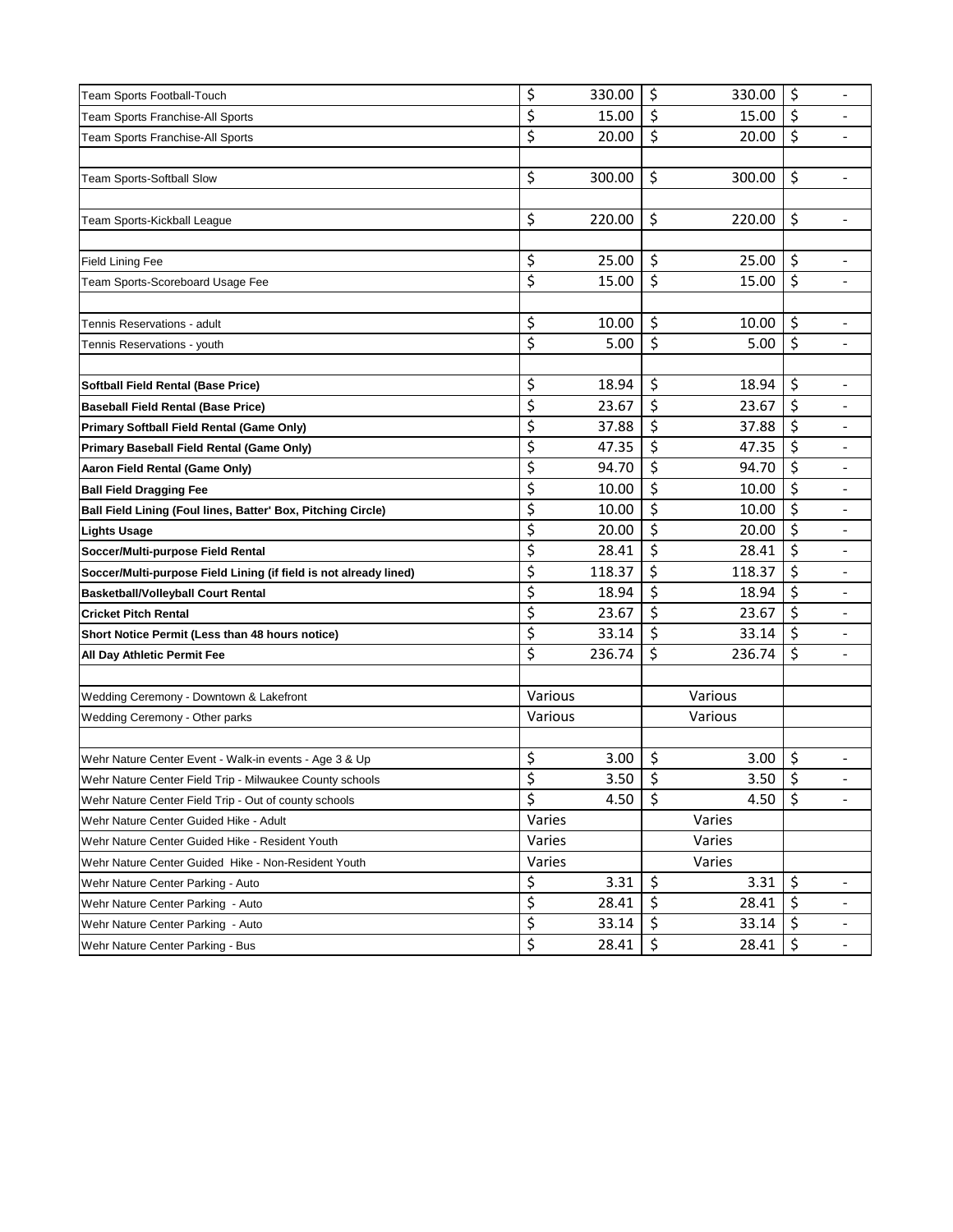| | | | |
|---|---|---|---|
| Team Sports Football-Touch | $ 330.00 | $ 330.00 | $ - |
| Team Sports Franchise-All Sports | $ 15.00 | $ 15.00 | $ - |
| Team Sports Franchise-All Sports | $ 20.00 | $ 20.00 | $ - |
| | | | |
| Team Sports-Softball Slow | $ 300.00 | $ 300.00 | $ - |
| | | | |
| Team Sports-Kickball League | $ 220.00 | $ 220.00 | $ - |
| | | | |
| Field Lining Fee | $ 25.00 | $ 25.00 | $ - |
| Team Sports-Scoreboard Usage Fee | $ 15.00 | $ 15.00 | $ - |
| | | | |
| Tennis Reservations - adult | $ 10.00 | $ 10.00 | $ - |
| Tennis Reservations - youth | $ 5.00 | $ 5.00 | $ - |
| | | | |
| **Softball Field Rental (Base Price)** | $ 18.94 | $ 18.94 | $ - |
| **Baseball Field Rental (Base Price)** | $ 23.67 | $ 23.67 | $ - |
| **Primary Softball Field Rental (Game Only)** | $ 37.88 | $ 37.88 | $ - |
| **Primary Baseball Field Rental (Game Only)** | $ 47.35 | $ 47.35 | $ - |
| **Aaron Field Rental (Game Only)** | $ 94.70 | $ 94.70 | $ - |
| **Ball Field Dragging Fee** | $ 10.00 | $ 10.00 | $ - |
| **Ball Field Lining (Foul lines, Batter' Box, Pitching Circle)** | $ 10.00 | $ 10.00 | $ - |
| **Lights Usage** | $ 20.00 | $ 20.00 | $ - |
| **Soccer/Multi-purpose Field Rental** | $ 28.41 | $ 28.41 | $ - |
| **Soccer/Multi-purpose Field Lining (if field is not already lined)** | $ 118.37 | $ 118.37 | $ - |
| **Basketball/Volleyball Court Rental** | $ 18.94 | $ 18.94 | $ - |
| **Cricket Pitch Rental** | $ 23.67 | $ 23.67 | $ - |
| **Short Notice Permit (Less than 48 hours notice)** | $ 33.14 | $ 33.14 | $ - |
| **All Day Athletic Permit Fee** | $ 236.74 | $ 236.74 | $ - |
| | | | |
| Wedding Ceremony - Downtown & Lakefront | Various | Various | |
| Wedding Ceremony - Other parks | Various | Various | |
| | | | |
| Wehr Nature Center Event - Walk-in events - Age 3 & Up | $ 3.00 | $ 3.00 | $ - |
| Wehr Nature Center Field Trip - Milwaukee County schools | $ 3.50 | $ 3.50 | $ - |
| Wehr Nature Center Field Trip - Out of county schools | $ 4.50 | $ 4.50 | $ - |
| Wehr Nature Center Guided Hike - Adult | Varies | Varies | |
| Wehr Nature Center Guided Hike - Resident Youth | Varies | Varies | |
| Wehr Nature Center Guided Hike - Non-Resident Youth | Varies | Varies | |
| Wehr Nature Center Parking - Auto | $ 3.31 | $ 3.31 | $ - |
| Wehr Nature Center Parking - Auto | $ 28.41 | $ 28.41 | $ - |
| Wehr Nature Center Parking - Auto | $ 33.14 | $ 33.14 | $ - |
| Wehr Nature Center Parking - Bus | $ 28.41 | $ 28.41 | $ - |